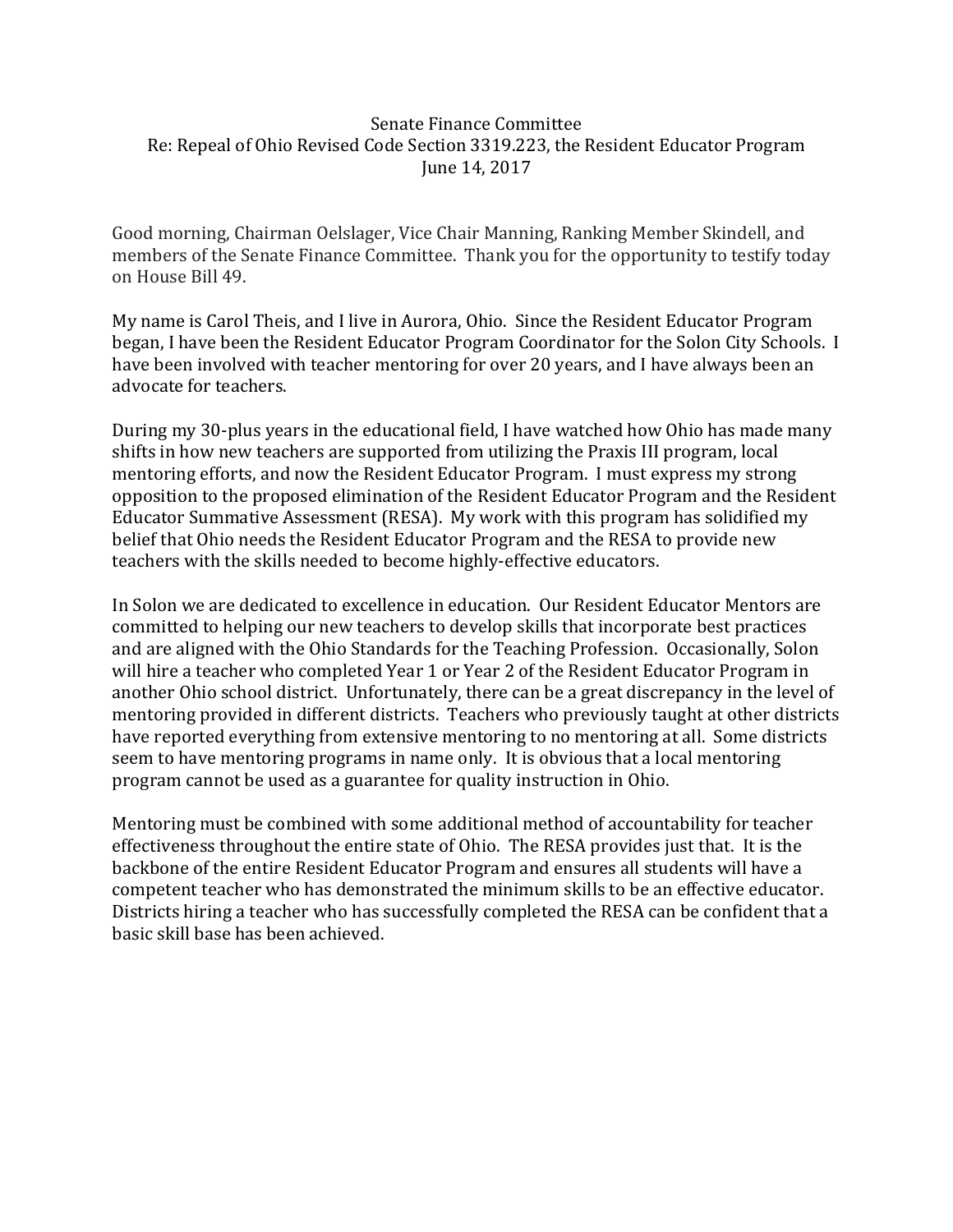Senate Finance Committee
Re: Repeal of Ohio Revised Code Section 3319.223, the Resident Educator Program
June 14, 2017

Good morning, Chairman Oelslager, Vice Chair Manning, Ranking Member Skindell, and members of the Senate Finance Committee. Thank you for the opportunity to testify today on House Bill 49.

My name is Carol Theis, and I live in Aurora, Ohio. Since the Resident Educator Program began, I have been the Resident Educator Program Coordinator for the Solon City Schools. I have been involved with teacher mentoring for over 20 years, and I have always been an advocate for teachers.

During my 30-plus years in the educational field, I have watched how Ohio has made many shifts in how new teachers are supported from utilizing the Praxis III program, local mentoring efforts, and now the Resident Educator Program. I must express my strong opposition to the proposed elimination of the Resident Educator Program and the Resident Educator Summative Assessment (RESA). My work with this program has solidified my belief that Ohio needs the Resident Educator Program and the RESA to provide new teachers with the skills needed to become highly-effective educators.

In Solon we are dedicated to excellence in education. Our Resident Educator Mentors are committed to helping our new teachers to develop skills that incorporate best practices and are aligned with the Ohio Standards for the Teaching Profession. Occasionally, Solon will hire a teacher who completed Year 1 or Year 2 of the Resident Educator Program in another Ohio school district. Unfortunately, there can be a great discrepancy in the level of mentoring provided in different districts. Teachers who previously taught at other districts have reported everything from extensive mentoring to no mentoring at all. Some districts seem to have mentoring programs in name only. It is obvious that a local mentoring program cannot be used as a guarantee for quality instruction in Ohio.

Mentoring must be combined with some additional method of accountability for teacher effectiveness throughout the entire state of Ohio. The RESA provides just that. It is the backbone of the entire Resident Educator Program and ensures all students will have a competent teacher who has demonstrated the minimum skills to be an effective educator. Districts hiring a teacher who has successfully completed the RESA can be confident that a basic skill base has been achieved.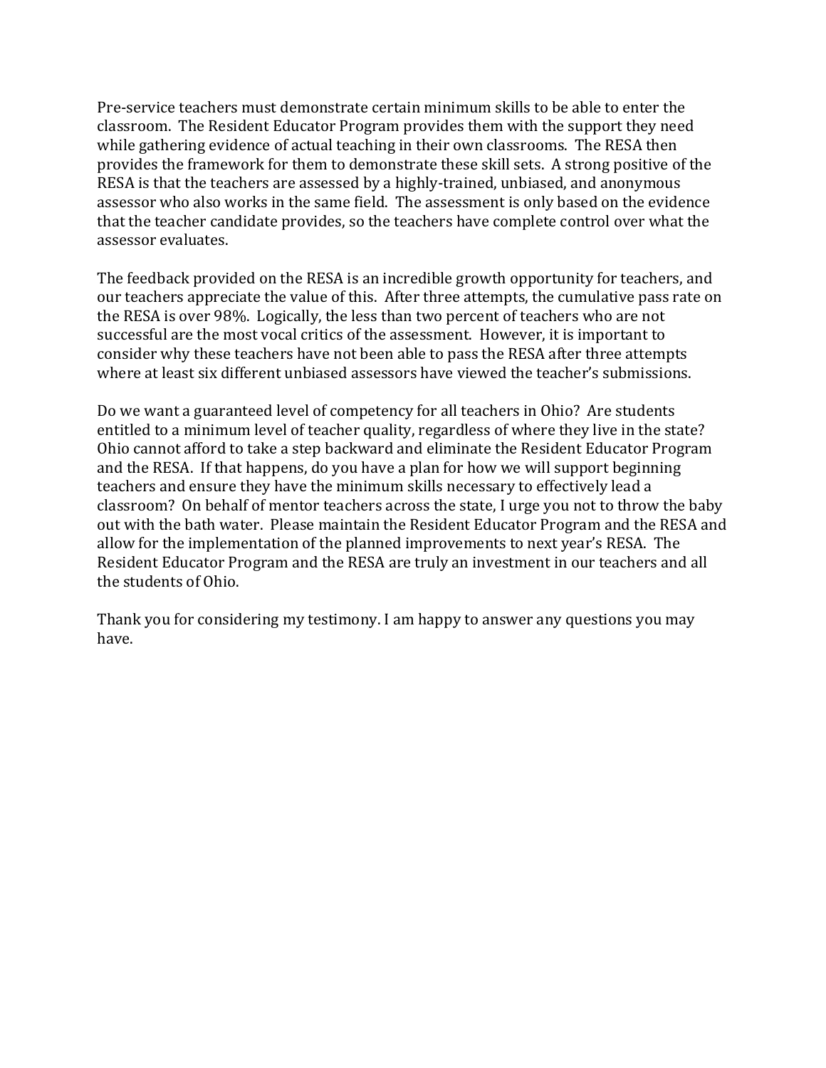Pre-service teachers must demonstrate certain minimum skills to be able to enter the classroom. The Resident Educator Program provides them with the support they need while gathering evidence of actual teaching in their own classrooms. The RESA then provides the framework for them to demonstrate these skill sets. A strong positive of the RESA is that the teachers are assessed by a highly-trained, unbiased, and anonymous assessor who also works in the same field. The assessment is only based on the evidence that the teacher candidate provides, so the teachers have complete control over what the assessor evaluates.

The feedback provided on the RESA is an incredible growth opportunity for teachers, and our teachers appreciate the value of this. After three attempts, the cumulative pass rate on the RESA is over 98%. Logically, the less than two percent of teachers who are not successful are the most vocal critics of the assessment. However, it is important to consider why these teachers have not been able to pass the RESA after three attempts where at least six different unbiased assessors have viewed the teacher's submissions.

Do we want a guaranteed level of competency for all teachers in Ohio? Are students entitled to a minimum level of teacher quality, regardless of where they live in the state? Ohio cannot afford to take a step backward and eliminate the Resident Educator Program and the RESA. If that happens, do you have a plan for how we will support beginning teachers and ensure they have the minimum skills necessary to effectively lead a classroom? On behalf of mentor teachers across the state, I urge you not to throw the baby out with the bath water. Please maintain the Resident Educator Program and the RESA and allow for the implementation of the planned improvements to next year's RESA. The Resident Educator Program and the RESA are truly an investment in our teachers and all the students of Ohio.

Thank you for considering my testimony. I am happy to answer any questions you may have.